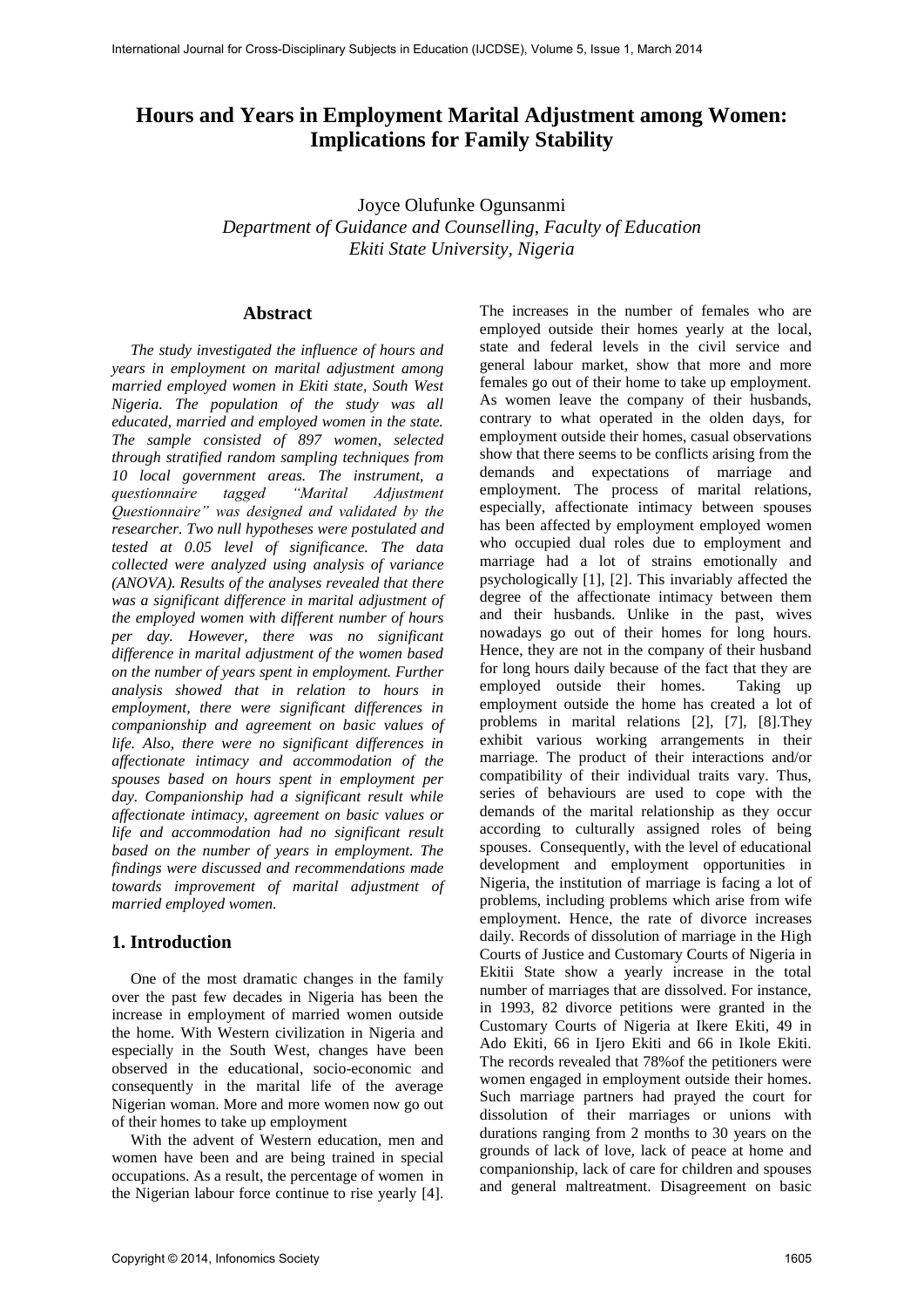# Hours and Years in Employment Marital Adjustment among Women: Implications for Family Stability

Joyce Olufunke Ogunsanmi
*Department of Guidance and Counselling, Faculty of Education*
*Ekiti State University, Nigeria*

## Abstract

*The study investigated the influence of hours and years in employment on marital adjustment among married employed women in Ekiti state, South West Nigeria. The population of the study was all educated, married and employed women in the state. The sample consisted of 897 women, selected through stratified random sampling techniques from 10 local government areas. The instrument, a questionnaire tagged "Marital Adjustment Questionnaire" was designed and validated by the researcher. Two null hypotheses were postulated and tested at 0.05 level of significance. The data collected were analyzed using analysis of variance (ANOVA). Results of the analyses revealed that there was a significant difference in marital adjustment of the employed women with different number of hours per day. However, there was no significant difference in marital adjustment of the women based on the number of years spent in employment. Further analysis showed that in relation to hours in employment, there were significant differences in companionship and agreement on basic values of life. Also, there were no significant differences in affectionate intimacy and accommodation of the spouses based on hours spent in employment per day. Companionship had a significant result while affectionate intimacy, agreement on basic values or life and accommodation had no significant result based on the number of years in employment. The findings were discussed and recommendations made towards improvement of marital adjustment of married employed women.*

## 1. Introduction

One of the most dramatic changes in the family over the past few decades in Nigeria has been the increase in employment of married women outside the home. With Western civilization in Nigeria and especially in the South West, changes have been observed in the educational, socio-economic and consequently in the marital life of the average Nigerian woman. More and more women now go out of their homes to take up employment

With the advent of Western education, men and women have been and are being trained in special occupations. As a result, the percentage of women in the Nigerian labour force continue to rise yearly [4]. The increases in the number of females who are employed outside their homes yearly at the local, state and federal levels in the civil service and general labour market, show that more and more females go out of their home to take up employment. As women leave the company of their husbands, contrary to what operated in the olden days, for employment outside their homes, casual observations show that there seems to be conflicts arising from the demands and expectations of marriage and employment. The process of marital relations, especially, affectionate intimacy between spouses has been affected by employment employed women who occupied dual roles due to employment and marriage had a lot of strains emotionally and psychologically [1], [2]. This invariably affected the degree of the affectionate intimacy between them and their husbands. Unlike in the past, wives nowadays go out of their homes for long hours. Hence, they are not in the company of their husband for long hours daily because of the fact that they are employed outside their homes. Taking up employment outside the home has created a lot of problems in marital relations [2], [7], [8].They exhibit various working arrangements in their marriage. The product of their interactions and/or compatibility of their individual traits vary. Thus, series of behaviours are used to cope with the demands of the marital relationship as they occur according to culturally assigned roles of being spouses. Consequently, with the level of educational development and employment opportunities in Nigeria, the institution of marriage is facing a lot of problems, including problems which arise from wife employment. Hence, the rate of divorce increases daily. Records of dissolution of marriage in the High Courts of Justice and Customary Courts of Nigeria in Ekitii State show a yearly increase in the total number of marriages that are dissolved. For instance, in 1993, 82 divorce petitions were granted in the Customary Courts of Nigeria at Ikere Ekiti, 49 in Ado Ekiti, 66 in Ijero Ekiti and 66 in Ikole Ekiti. The records revealed that 78%of the petitioners were women engaged in employment outside their homes. Such marriage partners had prayed the court for dissolution of their marriages or unions with durations ranging from 2 months to 30 years on the grounds of lack of love, lack of peace at home and companionship, lack of care for children and spouses and general maltreatment. Disagreement on basic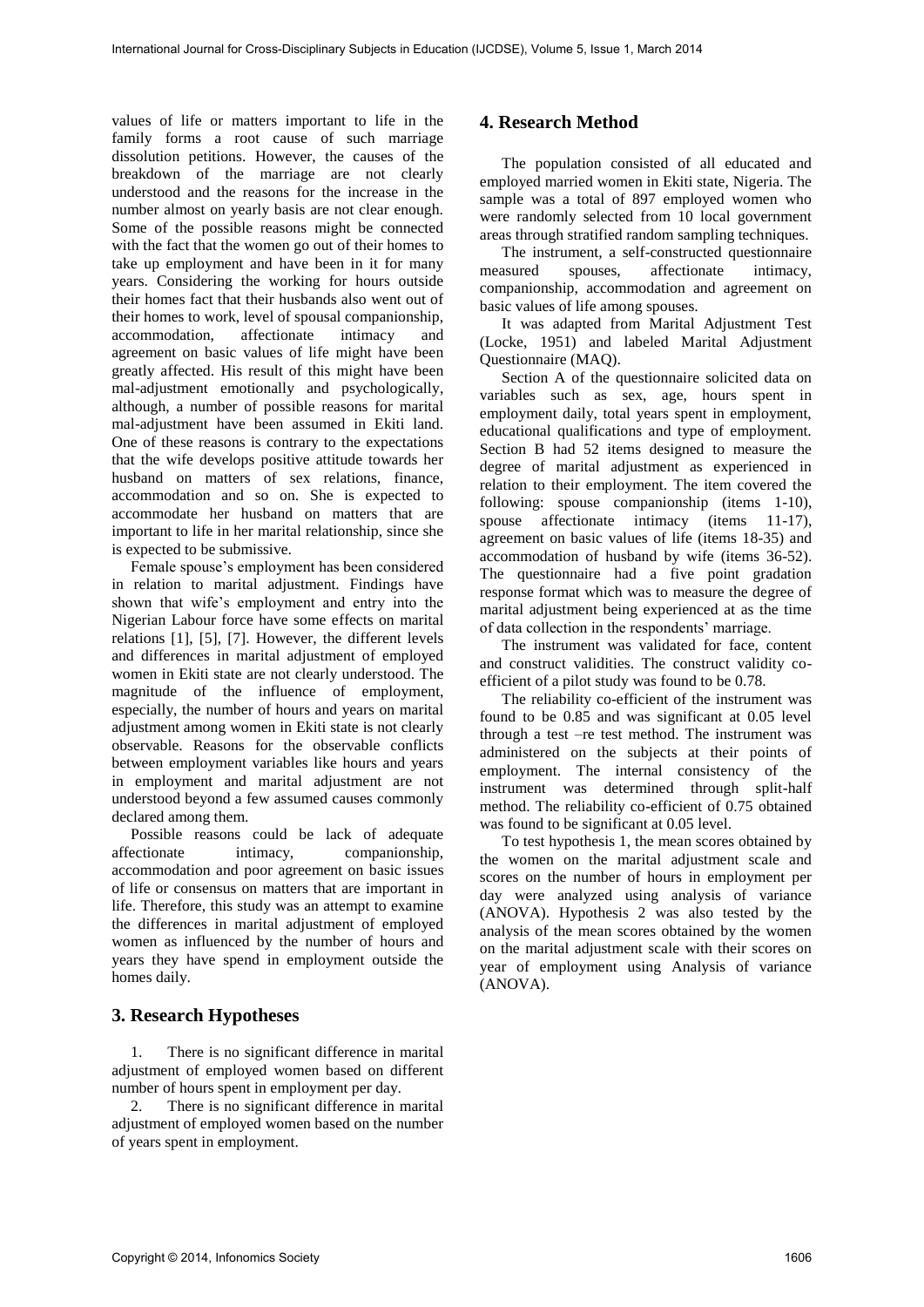values of life or matters important to life in the family forms a root cause of such marriage dissolution petitions. However, the causes of the breakdown of the marriage are not clearly understood and the reasons for the increase in the number almost on yearly basis are not clear enough. Some of the possible reasons might be connected with the fact that the women go out of their homes to take up employment and have been in it for many years. Considering the working for hours outside their homes fact that their husbands also went out of their homes to work, level of spousal companionship, accommodation, affectionate intimacy and agreement on basic values of life might have been greatly affected. His result of this might have been mal-adjustment emotionally and psychologically, although, a number of possible reasons for marital mal-adjustment have been assumed in Ekiti land. One of these reasons is contrary to the expectations that the wife develops positive attitude towards her husband on matters of sex relations, finance, accommodation and so on. She is expected to accommodate her husband on matters that are important to life in her marital relationship, since she is expected to be submissive.

Female spouse's employment has been considered in relation to marital adjustment. Findings have shown that wife's employment and entry into the Nigerian Labour force have some effects on marital relations [1], [5], [7]. However, the different levels and differences in marital adjustment of employed women in Ekiti state are not clearly understood. The magnitude of the influence of employment, especially, the number of hours and years on marital adjustment among women in Ekiti state is not clearly observable. Reasons for the observable conflicts between employment variables like hours and years in employment and marital adjustment are not understood beyond a few assumed causes commonly declared among them.

Possible reasons could be lack of adequate affectionate intimacy, companionship, accommodation and poor agreement on basic issues of life or consensus on matters that are important in life. Therefore, this study was an attempt to examine the differences in marital adjustment of employed women as influenced by the number of hours and years they have spend in employment outside the homes daily.

## 3. Research Hypotheses

1. There is no significant difference in marital adjustment of employed women based on different number of hours spent in employment per day.
2. There is no significant difference in marital adjustment of employed women based on the number of years spent in employment.

## 4. Research Method

The population consisted of all educated and employed married women in Ekiti state, Nigeria. The sample was a total of 897 employed women who were randomly selected from 10 local government areas through stratified random sampling techniques.

The instrument, a self-constructed questionnaire measured spouses, affectionate intimacy, companionship, accommodation and agreement on basic values of life among spouses.

It was adapted from Marital Adjustment Test (Locke, 1951) and labeled Marital Adjustment Questionnaire (MAQ).

Section A of the questionnaire solicited data on variables such as sex, age, hours spent in employment daily, total years spent in employment, educational qualifications and type of employment. Section B had 52 items designed to measure the degree of marital adjustment as experienced in relation to their employment. The item covered the following: spouse companionship (items 1-10), spouse affectionate intimacy (items 11-17), agreement on basic values of life (items 18-35) and accommodation of husband by wife (items 36-52). The questionnaire had a five point gradation response format which was to measure the degree of marital adjustment being experienced at as the time of data collection in the respondents' marriage.

The instrument was validated for face, content and construct validities. The construct validity co-efficient of a pilot study was found to be 0.78.

The reliability co-efficient of the instrument was found to be 0.85 and was significant at 0.05 level through a test –re test method. The instrument was administered on the subjects at their points of employment. The internal consistency of the instrument was determined through split-half method. The reliability co-efficient of 0.75 obtained was found to be significant at 0.05 level.

To test hypothesis 1, the mean scores obtained by the women on the marital adjustment scale and scores on the number of hours in employment per day were analyzed using analysis of variance (ANOVA). Hypothesis 2 was also tested by the analysis of the mean scores obtained by the women on the marital adjustment scale with their scores on year of employment using Analysis of variance (ANOVA).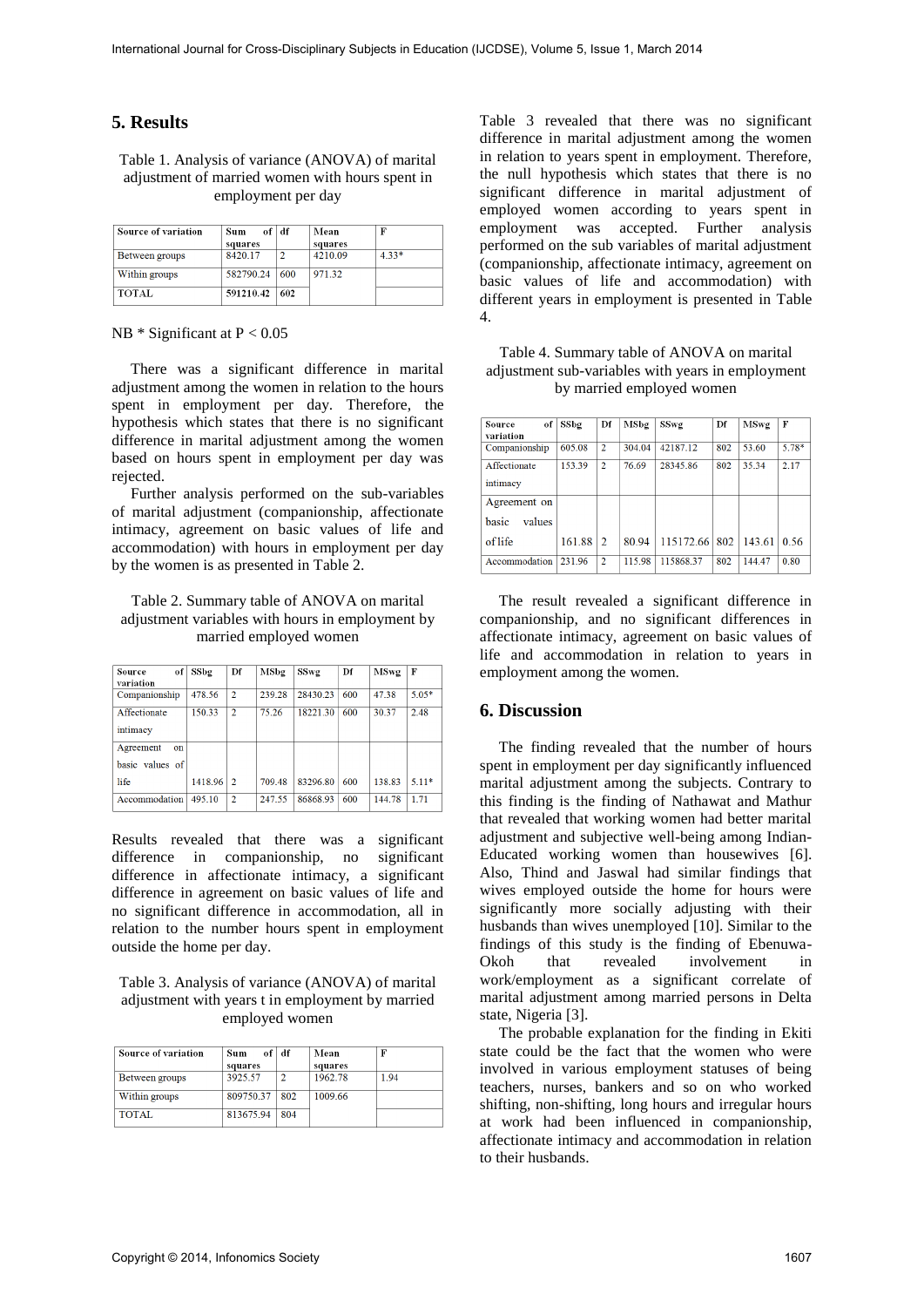## 5. Results

Table 1. Analysis of variance (ANOVA) of marital adjustment of married women with hours spent in employment per day

| Source of variation | Sum of squares | df | Mean squares | F |
|---|---|---|---|---|
| Between groups | 8420.17 | 2 | 4210.09 | 4.33* |
| Within groups | 582790.24 | 600 | 971.32 | |
| TOTAL | 591210.42 | 602 | | |

NB * Significant at $P < 0.05$

There was a significant difference in marital adjustment among the women in relation to the hours spent in employment per day. Therefore, the hypothesis which states that there is no significant difference in marital adjustment among the women based on hours spent in employment per day was rejected.

Further analysis performed on the sub-variables of marital adjustment (companionship, affectionate intimacy, agreement on basic values of life and accommodation) with hours in employment per day by the women is as presented in Table 2.

Table 2. Summary table of ANOVA on marital adjustment variables with hours in employment by married employed women

| Source of variation | SSbg | Df | MSbg | SSwg | Df | MSwg | F |
|---|---|---|---|---|---|---|---|
| Companionship | 478.56 | 2 | 239.28 | 28430.23 | 600 | 47.38 | 5.05* |
| Affectionate intimacy | 150.33 | 2 | 75.26 | 18221.30 | 600 | 30.37 | 2.48 |
| Agreement on basic values of life | 1418.96 | 2 | 709.48 | 83296.80 | 600 | 138.83 | 5.11* |
| Accommodation | 495.10 | 2 | 247.55 | 86868.93 | 600 | 144.78 | 1.71 |

Results revealed that there was a significant difference in companionship, no significant difference in affectionate intimacy, a significant difference in agreement on basic values of life and no significant difference in accommodation, all in relation to the number hours spent in employment outside the home per day.

Table 3. Analysis of variance (ANOVA) of marital adjustment with years t in employment by married employed women

| Source of variation | Sum of squares | df | Mean squares | F |
|---|---|---|---|---|
| Between groups | 3925.57 | 2 | 1962.78 | 1.94 |
| Within groups | 809750.37 | 802 | 1009.66 | |
| TOTAL | 813675.94 | 804 | | |

Table 3 revealed that there was no significant difference in marital adjustment among the women in relation to years spent in employment. Therefore, the null hypothesis which states that there is no significant difference in marital adjustment of employed women according to years spent in employment was accepted. Further analysis performed on the sub variables of marital adjustment (companionship, affectionate intimacy, agreement on basic values of life and accommodation) with different years in employment is presented in Table 4.

Table 4. Summary table of ANOVA on marital adjustment sub-variables with years in employment by married employed women

| Source of variation | SSbg | Df | MSbg | SSwg | Df | MSwg | F |
|---|---|---|---|---|---|---|---|
| Companionship | 605.08 | 2 | 304.04 | 42187.12 | 802 | 53.60 | 5.78* |
| Affectionate intimacy | 153.39 | 2 | 76.69 | 28345.86 | 802 | 35.34 | 2.17 |
| Agreement on basic values of life | 161.88 | 2 | 80.94 | 115172.66 | 802 | 143.61 | 0.56 |
| Accommodation | 231.96 | 2 | 115.98 | 115868.37 | 802 | 144.47 | 0.80 |

The result revealed a significant difference in companionship, and no significant differences in affectionate intimacy, agreement on basic values of life and accommodation in relation to years in employment among the women.

## 6. Discussion

The finding revealed that the number of hours spent in employment per day significantly influenced marital adjustment among the subjects. Contrary to this finding is the finding of Nathawat and Mathur that revealed that working women had better marital adjustment and subjective well-being among Indian-Educated working women than housewives [6]. Also, Thind and Jaswal had similar findings that wives employed outside the home for hours were significantly more socially adjusting with their husbands than wives unemployed [10]. Similar to the findings of this study is the finding of Ebenuwa-Okoh that revealed involvement in work/employment as a significant correlate of marital adjustment among married persons in Delta state, Nigeria [3].

The probable explanation for the finding in Ekiti state could be the fact that the women who were involved in various employment statuses of being teachers, nurses, bankers and so on who worked shifting, non-shifting, long hours and irregular hours at work had been influenced in companionship, affectionate intimacy and accommodation in relation to their husbands.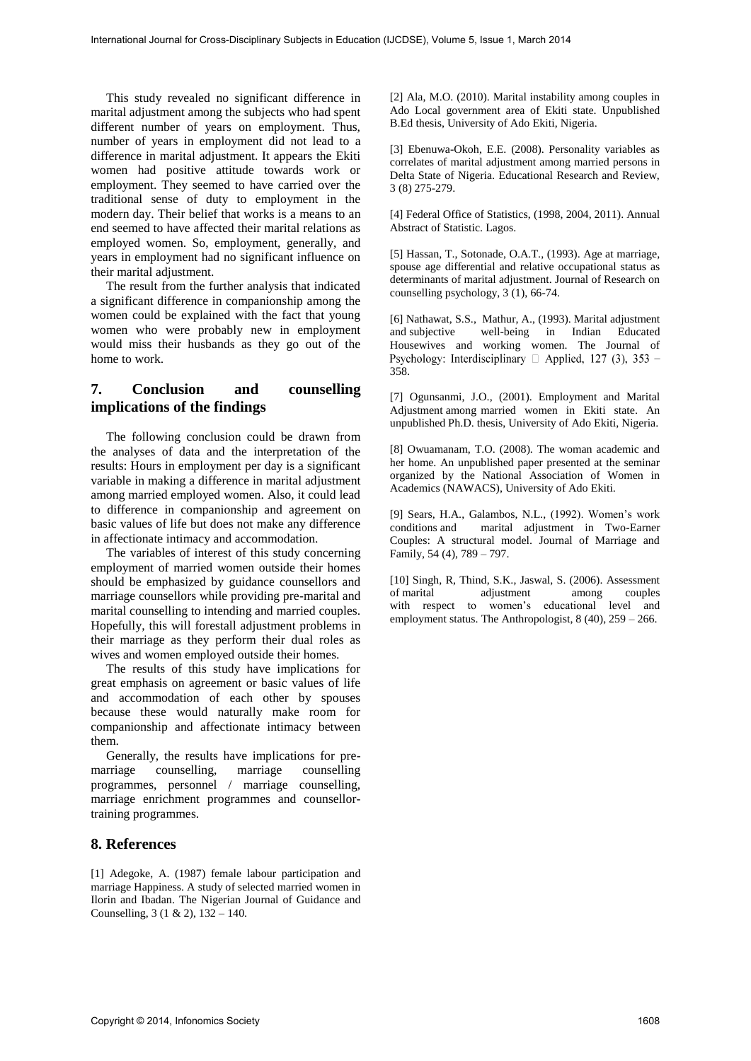This study revealed no significant difference in marital adjustment among the subjects who had spent different number of years on employment. Thus, number of years in employment did not lead to a difference in marital adjustment. It appears the Ekiti women had positive attitude towards work or employment. They seemed to have carried over the traditional sense of duty to employment in the modern day. Their belief that works is a means to an end seemed to have affected their marital relations as employed women. So, employment, generally, and years in employment had no significant influence on their marital adjustment.

The result from the further analysis that indicated a significant difference in companionship among the women could be explained with the fact that young women who were probably new in employment would miss their husbands as they go out of the home to work.

## 7. Conclusion and counselling implications of the findings

The following conclusion could be drawn from the analyses of data and the interpretation of the results: Hours in employment per day is a significant variable in making a difference in marital adjustment among married employed women. Also, it could lead to difference in companionship and agreement on basic values of life but does not make any difference in affectionate intimacy and accommodation.

The variables of interest of this study concerning employment of married women outside their homes should be emphasized by guidance counsellors and marriage counsellors while providing pre-marital and marital counselling to intending and married couples. Hopefully, this will forestall adjustment problems in their marriage as they perform their dual roles as wives and women employed outside their homes.

The results of this study have implications for great emphasis on agreement or basic values of life and accommodation of each other by spouses because these would naturally make room for companionship and affectionate intimacy between them.

Generally, the results have implications for pre-marriage counselling, marriage counselling programmes, personnel / marriage counselling, marriage enrichment programmes and counsellor-training programmes.

## 8. References

[1] Adegoke, A. (1987) female labour participation and marriage Happiness. A study of selected married women in Ilorin and Ibadan. The Nigerian Journal of Guidance and Counselling, 3 (1 & 2), 132 – 140.

[2] Ala, M.O. (2010). Marital instability among couples in Ado Local government area of Ekiti state. Unpublished B.Ed thesis, University of Ado Ekiti, Nigeria.

[3] Ebenuwa-Okoh, E.E. (2008). Personality variables as correlates of marital adjustment among married persons in Delta State of Nigeria. Educational Research and Review, 3 (8) 275-279.

[4] Federal Office of Statistics, (1998, 2004, 2011). Annual Abstract of Statistic. Lagos.

[5] Hassan, T., Sotonade, O.A.T., (1993). Age at marriage, spouse age differential and relative occupational status as determinants of marital adjustment. Journal of Research on counselling psychology, 3 (1), 66-74.

[6] Nathawat, S.S., Mathur, A., (1993). Marital adjustment and subjective well-being in Indian Educated Housewives and working women. The Journal of Psychology: Interdisciplinary  Applied, 127 (3), 353 – 358.

[7] Ogunsanmi, J.O., (2001). Employment and Marital Adjustment among married women in Ekiti state. An unpublished Ph.D. thesis, University of Ado Ekiti, Nigeria.

[8] Owuamanam, T.O. (2008). The woman academic and her home. An unpublished paper presented at the seminar organized by the National Association of Women in Academics (NAWACS), University of Ado Ekiti.

[9] Sears, H.A., Galambos, N.L., (1992). Women's work conditions and marital adjustment in Two-Earner Couples: A structural model. Journal of Marriage and Family, 54 (4), 789 – 797.

[10] Singh, R, Thind, S.K., Jaswal, S. (2006). Assessment of marital adjustment among couples with respect to women's educational level and employment status. The Anthropologist, 8 (40), 259 – 266.